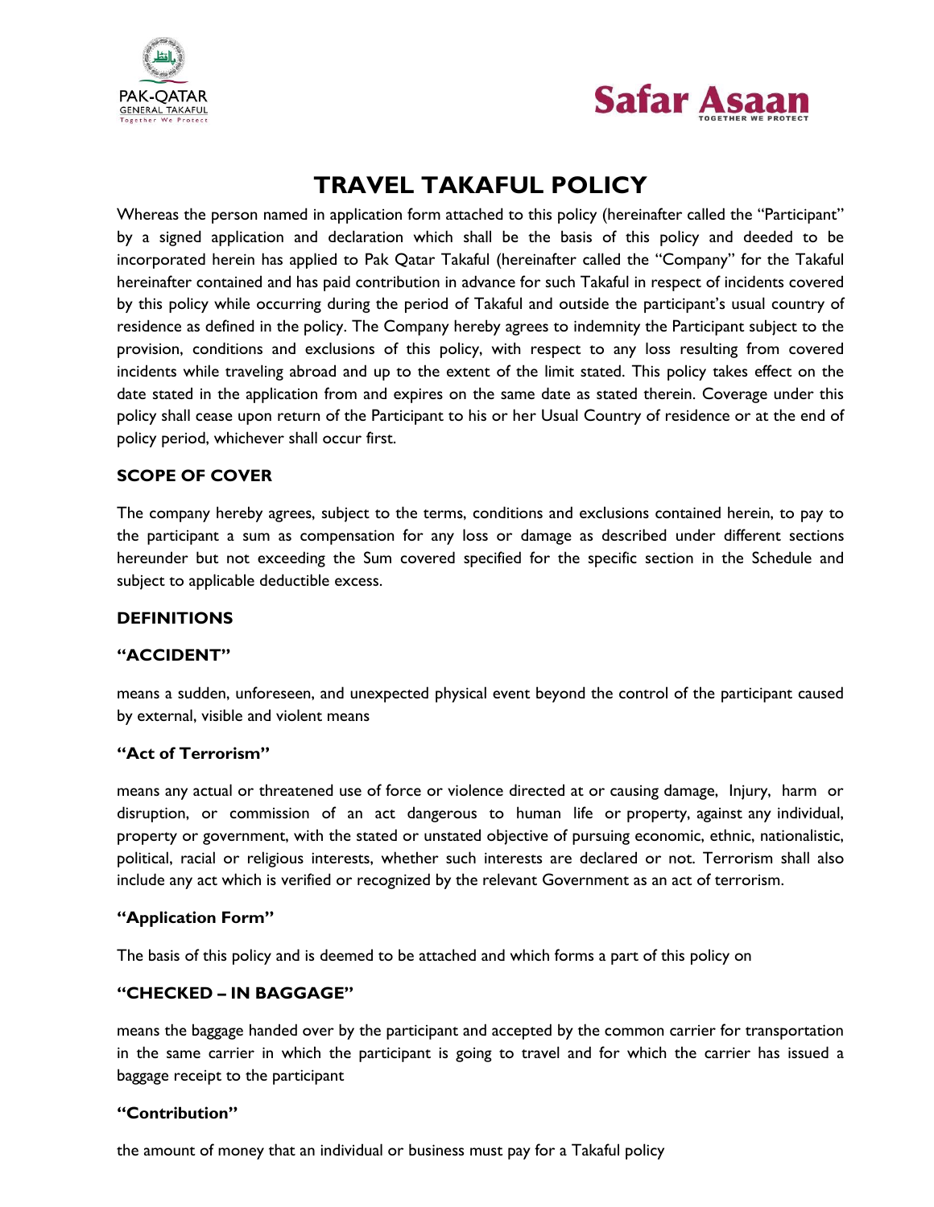# TRAVEL TAKAFUL POLICY

Whereas the person named in application form attached to this policy (hereinafter called the "Participant" by a signed application and declaration which shall be the basis of this policy and deeded to be incorporated herein has applied to Pak Qatar Takaful (hereinafter called the "Company" for the Takaful hereinafter contained and has paid contribution in advance for such Takaful in respect of incidents covered by this policy while occurring during the period of Takaful and outside the participant's usual country of residence as defined in the policy. The Company hereby agrees to indemnity the Participant subject to the provision, conditions and exclusions of this policy, with respect to any loss resulting from covered incidents while traveling abroad and up to the extent of the limit stated. This policy takes effect on the date stated in the application from and expires on the same date as stated therein. Coverage under this policy shall cease upon return of the Participant to his or her Usual Country of residence or at the end of policy period, whichever shall occur first.

## SCOPE OF COVER

The company hereby agrees, subject to the terms, conditions and exclusions contained herein, to pay to the participant a sum as compensation for any loss or damage as described under different sections hereunder but not exceeding the Sum covered specified for the specific section in the Schedule and subject to applicable deductible excess.

## DEFINITIONS

### "ACCIDENT"

means a sudden, unforeseen, and unexpected physical event beyond the control of the participant caused by external, visible and violent means

### "Act of Terrorism"

means any actual or threatened use of force or violence directed at or causing damage, Injury, harm or disruption, or commission of an act dangerous to human life or property, against any individual, property or government, with the stated or unstated objective of pursuing economic, ethnic, nationalistic, political, racial or religious interests, whether such interests are declared or not. Terrorism shall also include any act which is verified or recognized by the relevant Government as an act of terrorism.

### "Application Form"

The basis of this policy and is deemed to be attached and which forms a part of this policy on

### "CHECKED – IN BAGGAGE"

means the baggage handed over by the participant and accepted by the common carrier for transportation in the same carrier in which the participant is going to travel and for which the carrier has issued a baggage receipt to the participant

### "Contribution"

the amount of money that an individual or business must pay for a Takaful policy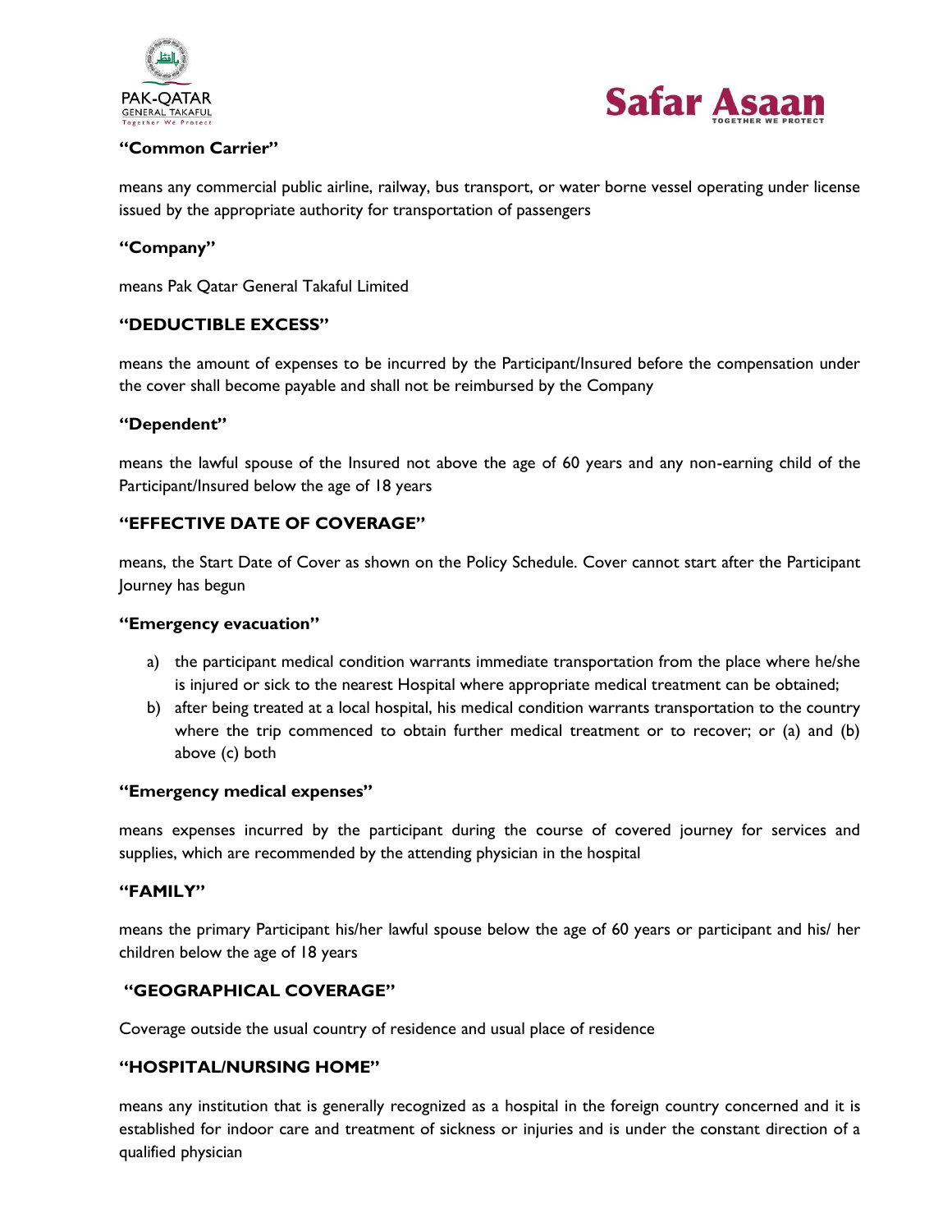**"Common Carrier"**

means any commercial public airline, railway, bus transport, or water borne vessel operating under license issued by the appropriate authority for transportation of passengers

**"Company"**

means Pak Qatar General Takaful Limited

**"DEDUCTIBLE EXCESS"**

means the amount of expenses to be incurred by the Participant/Insured before the compensation under the cover shall become payable and shall not be reimbursed by the Company

**"Dependent"**

means the lawful spouse of the Insured not above the age of 60 years and any non-earning child of the Participant/Insured below the age of 18 years

**"EFFECTIVE DATE OF COVERAGE"**

means, the Start Date of Cover as shown on the Policy Schedule. Cover cannot start after the Participant Journey has begun

**"Emergency evacuation"**

a) the participant medical condition warrants immediate transportation from the place where he/she is injured or sick to the nearest Hospital where appropriate medical treatment can be obtained;
b) after being treated at a local hospital, his medical condition warrants transportation to the country where the trip commenced to obtain further medical treatment or to recover; or (a) and (b) above (c) both

**"Emergency medical expenses"**

means expenses incurred by the participant during the course of covered journey for services and supplies, which are recommended by the attending physician in the hospital

**"FAMILY"**

means the primary Participant his/her lawful spouse below the age of 60 years or participant and his/ her children below the age of 18 years

**"GEOGRAPHICAL COVERAGE"**

Coverage outside the usual country of residence and usual place of residence

**"HOSPITAL/NURSING HOME"**

means any institution that is generally recognized as a hospital in the foreign country concerned and it is established for indoor care and treatment of sickness or injuries and is under the constant direction of a qualified physician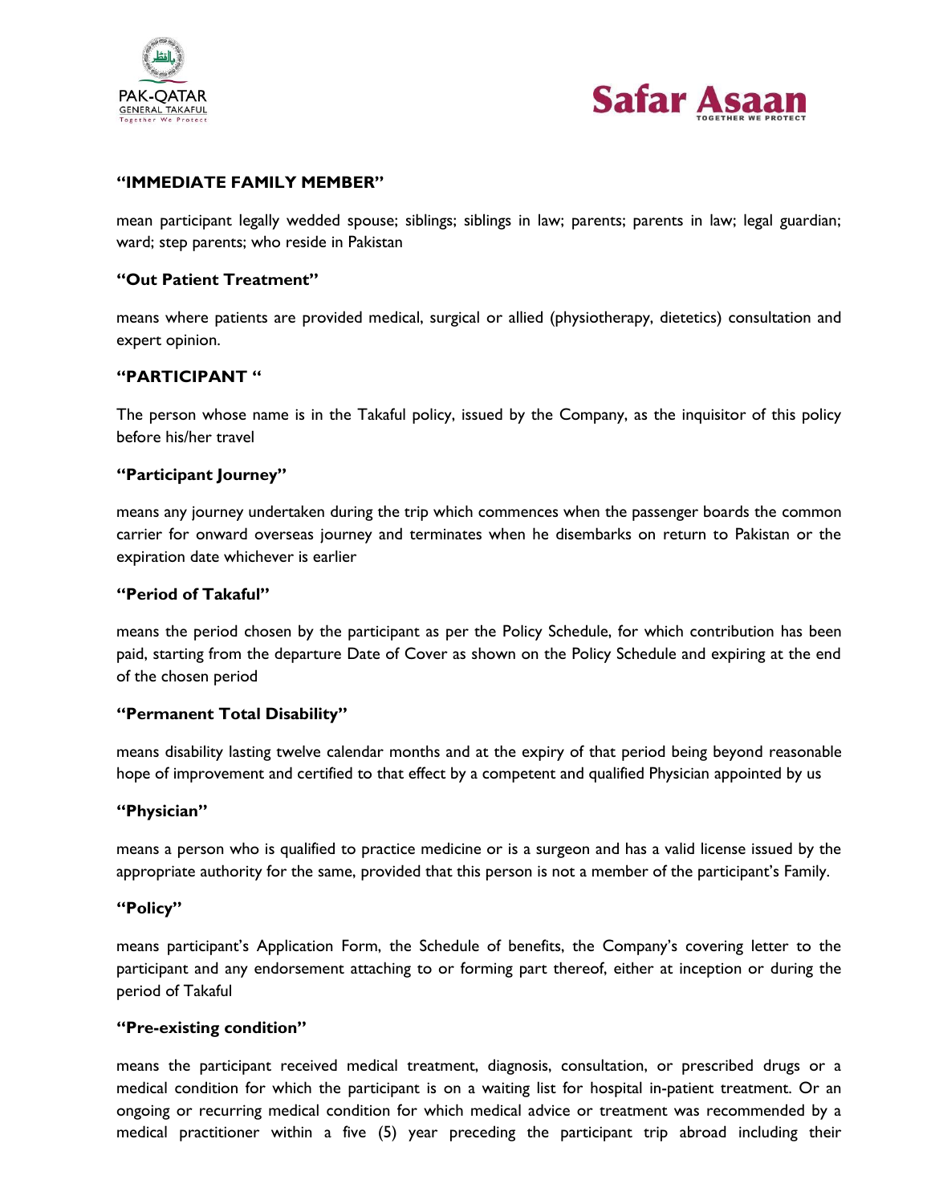**"IMMEDIATE FAMILY MEMBER"**

mean participant legally wedded spouse; siblings; siblings in law; parents; parents in law; legal guardian; ward; step parents; who reside in Pakistan

**"Out Patient Treatment"**

means where patients are provided medical, surgical or allied (physiotherapy, dietetics) consultation and expert opinion.

**"PARTICIPANT "**

The person whose name is in the Takaful policy, issued by the Company, as the inquisitor of this policy before his/her travel

**"Participant Journey"**

means any journey undertaken during the trip which commences when the passenger boards the common carrier for onward overseas journey and terminates when he disembarks on return to Pakistan or the expiration date whichever is earlier

**"Period of Takaful"**

means the period chosen by the participant as per the Policy Schedule, for which contribution has been paid, starting from the departure Date of Cover as shown on the Policy Schedule and expiring at the end of the chosen period

**"Permanent Total Disability"**

means disability lasting twelve calendar months and at the expiry of that period being beyond reasonable hope of improvement and certified to that effect by a competent and qualified Physician appointed by us

**"Physician"**

means a person who is qualified to practice medicine or is a surgeon and has a valid license issued by the appropriate authority for the same, provided that this person is not a member of the participant's Family.

**"Policy"**

means participant's Application Form, the Schedule of benefits, the Company's covering letter to the participant and any endorsement attaching to or forming part thereof, either at inception or during the period of Takaful

**"Pre-existing condition"**

means the participant received medical treatment, diagnosis, consultation, or prescribed drugs or a medical condition for which the participant is on a waiting list for hospital in-patient treatment. Or an ongoing or recurring medical condition for which medical advice or treatment was recommended by a medical practitioner within a five (5) year preceding the participant trip abroad including their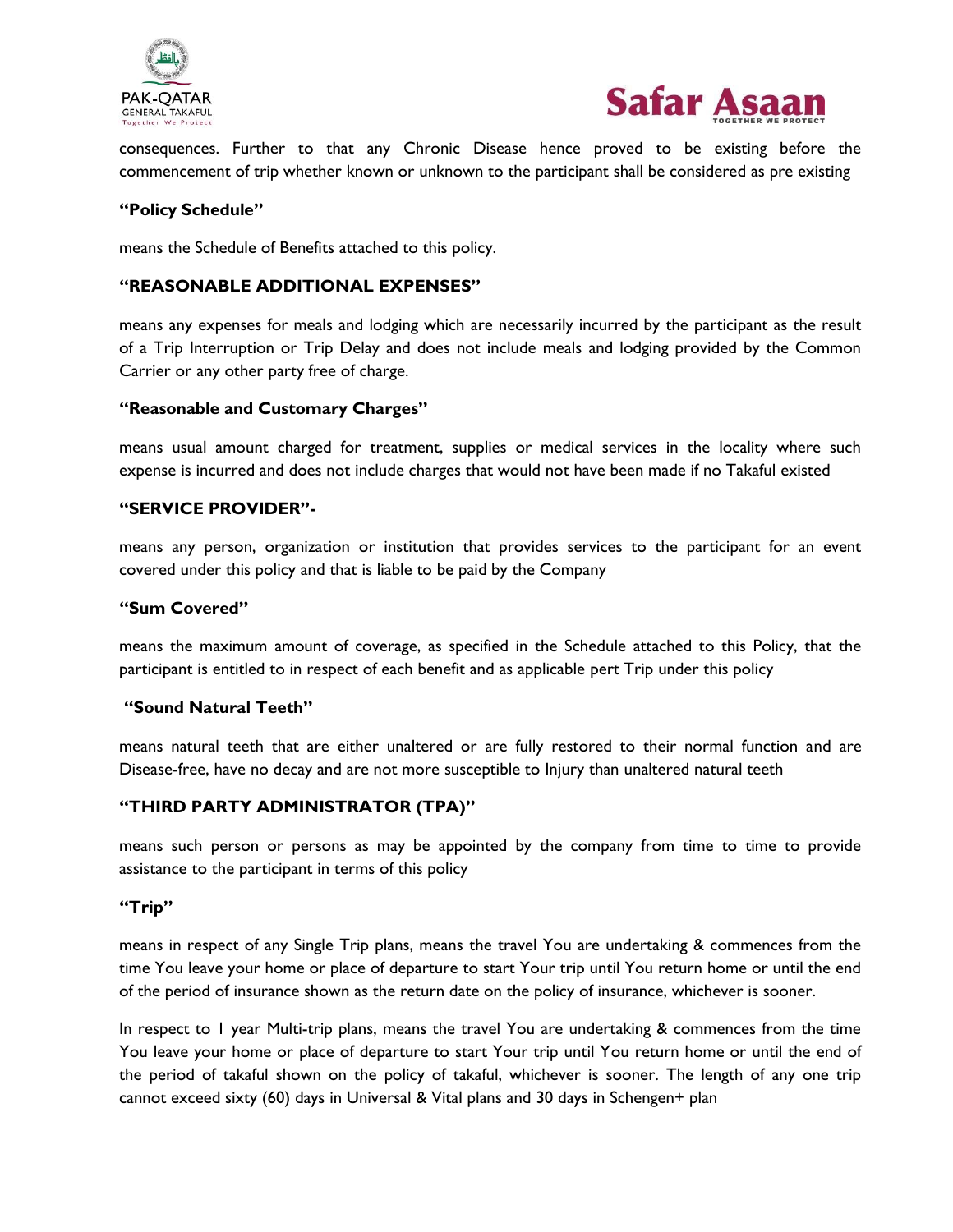consequences. Further to that any Chronic Disease hence proved to be existing before the commencement of trip whether known or unknown to the participant shall be considered as pre existing

**"Policy Schedule"**

means the Schedule of Benefits attached to this policy.

**"REASONABLE ADDITIONAL EXPENSES"**

means any expenses for meals and lodging which are necessarily incurred by the participant as the result of a Trip Interruption or Trip Delay and does not include meals and lodging provided by the Common Carrier or any other party free of charge.

**"Reasonable and Customary Charges"**

means usual amount charged for treatment, supplies or medical services in the locality where such expense is incurred and does not include charges that would not have been made if no Takaful existed

**"SERVICE PROVIDER"-**

means any person, organization or institution that provides services to the participant for an event covered under this policy and that is liable to be paid by the Company

**"Sum Covered"**

means the maximum amount of coverage, as specified in the Schedule attached to this Policy, that the participant is entitled to in respect of each benefit and as applicable pert Trip under this policy

**"Sound Natural Teeth"**

means natural teeth that are either unaltered or are fully restored to their normal function and are Disease-free, have no decay and are not more susceptible to Injury than unaltered natural teeth

**"THIRD PARTY ADMINISTRATOR (TPA)"**

means such person or persons as may be appointed by the company from time to time to provide assistance to the participant in terms of this policy

**"Trip"**

means in respect of any Single Trip plans, means the travel You are undertaking & commences from the time You leave your home or place of departure to start Your trip until You return home or until the end of the period of insurance shown as the return date on the policy of insurance, whichever is sooner.

In respect to 1 year Multi-trip plans, means the travel You are undertaking & commences from the time You leave your home or place of departure to start Your trip until You return home or until the end of the period of takaful shown on the policy of takaful, whichever is sooner. The length of any one trip cannot exceed sixty (60) days in Universal & Vital plans and 30 days in Schengen+ plan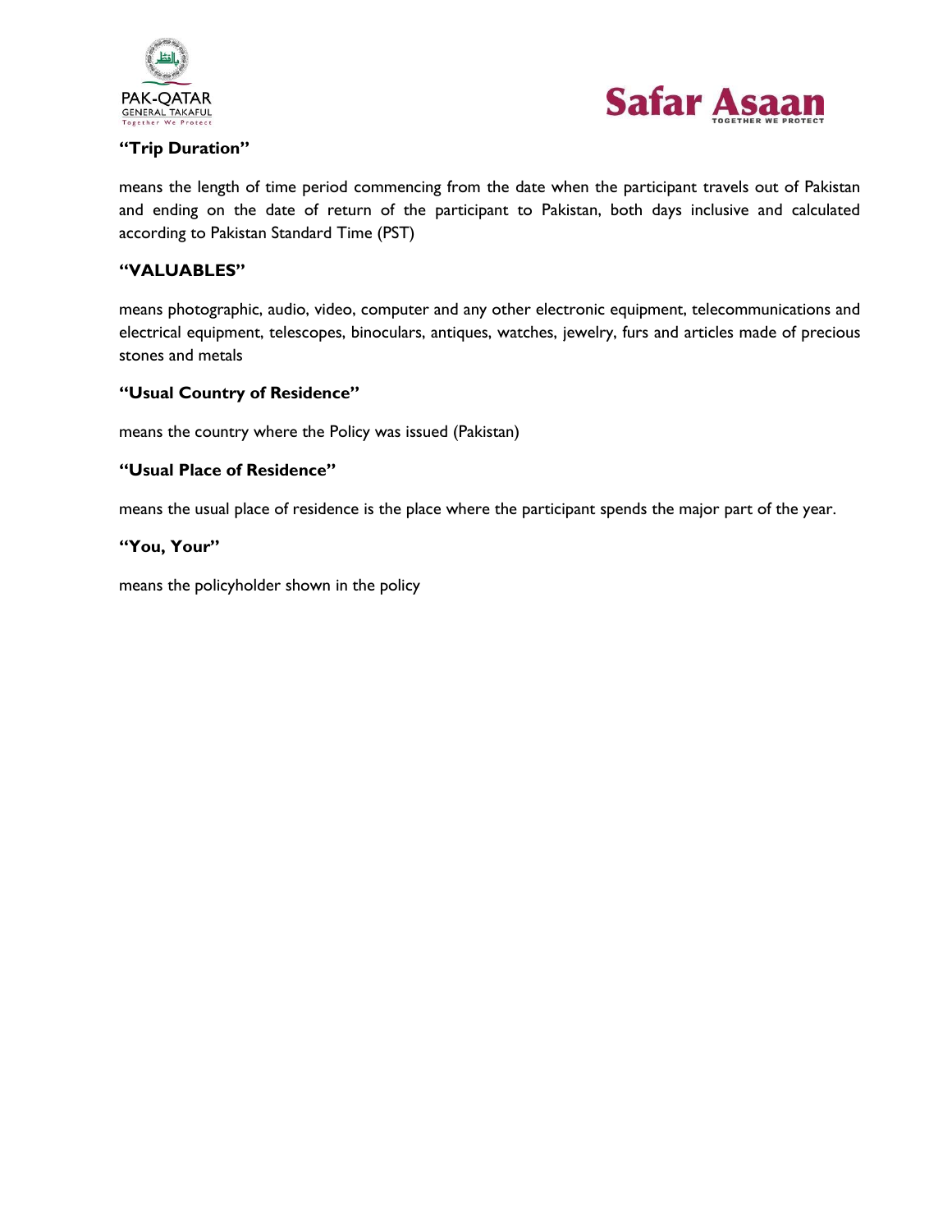**"Trip Duration"**

means the length of time period commencing from the date when the participant travels out of Pakistan and ending on the date of return of the participant to Pakistan, both days inclusive and calculated according to Pakistan Standard Time (PST)

**"VALUABLES"**

means photographic, audio, video, computer and any other electronic equipment, telecommunications and electrical equipment, telescopes, binoculars, antiques, watches, jewelry, furs and articles made of precious stones and metals

**"Usual Country of Residence"**

means the country where the Policy was issued (Pakistan)

**"Usual Place of Residence"**

means the usual place of residence is the place where the participant spends the major part of the year.

**"You, Your"**

means the policyholder shown in the policy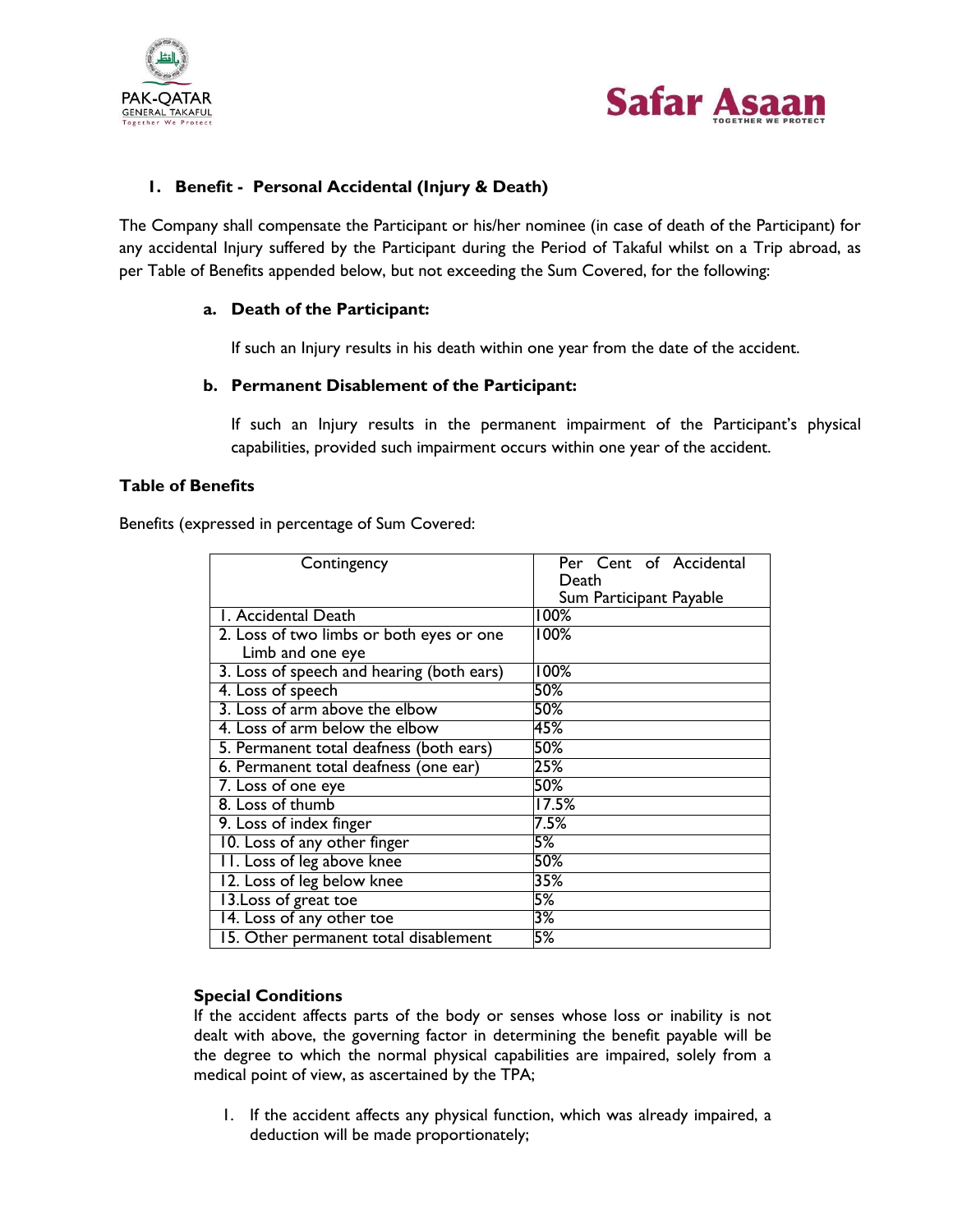## 1. Benefit - Personal Accidental (Injury & Death)

The Company shall compensate the Participant or his/her nominee (in case of death of the Participant) for any accidental Injury suffered by the Participant during the Period of Takaful whilst on a Trip abroad, as per Table of Benefits appended below, but not exceeding the Sum Covered, for the following:

**a. Death of the Participant:**

If such an Injury results in his death within one year from the date of the accident.

**b. Permanent Disablement of the Participant:**

If such an Injury results in the permanent impairment of the Participant's physical capabilities, provided such impairment occurs within one year of the accident.

**Table of Benefits**

Benefits (expressed in percentage of Sum Covered:

| Contingency | Per Cent of Accidental Death Sum Participant Payable |
|---|---|
| 1. Accidental Death | 100% |
| 2. Loss of two limbs or both eyes or one Limb and one eye | 100% |
| 3. Loss of speech and hearing (both ears) | 100% |
| 4. Loss of speech | 50% |
| 3. Loss of arm above the elbow | 50% |
| 4. Loss of arm below the elbow | 45% |
| 5. Permanent total deafness (both ears) | 50% |
| 6. Permanent total deafness (one ear) | 25% |
| 7. Loss of one eye | 50% |
| 8. Loss of thumb | 17.5% |
| 9. Loss of index finger | 7.5% |
| 10. Loss of any other finger | 5% |
| 11. Loss of leg above knee | 50% |
| 12. Loss of leg below knee | 35% |
| 13.Loss of great toe | 5% |
| 14. Loss of any other toe | 3% |
| 15. Other permanent total disablement | 5% |

**Special Conditions**

If the accident affects parts of the body or senses whose loss or inability is not dealt with above, the governing factor in determining the benefit payable will be the degree to which the normal physical capabilities are impaired, solely from a medical point of view, as ascertained by the TPA;

1. If the accident affects any physical function, which was already impaired, a deduction will be made proportionately;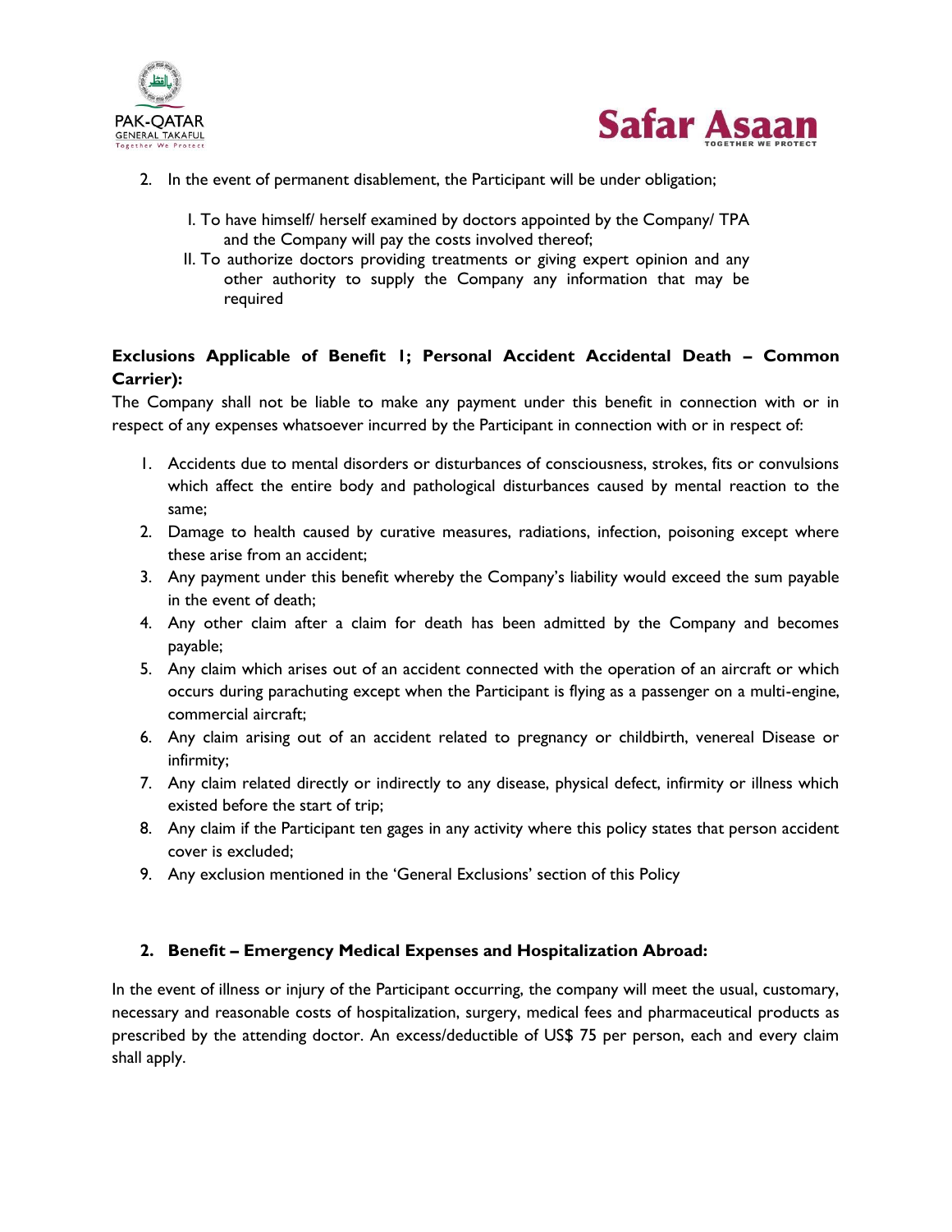2. In the event of permanent disablement, the Participant will be under obligation;

    I. To have himself/ herself examined by doctors appointed by the Company/ TPA and the Company will pay the costs involved thereof;
    II. To authorize doctors providing treatments or giving expert opinion and any other authority to supply the Company any information that may be required

**Exclusions Applicable of Benefit 1; Personal Accident Accidental Death – Common Carrier):**

The Company shall not be liable to make any payment under this benefit in connection with or in respect of any expenses whatsoever incurred by the Participant in connection with or in respect of:

1. Accidents due to mental disorders or disturbances of consciousness, strokes, fits or convulsions which affect the entire body and pathological disturbances caused by mental reaction to the same;
2. Damage to health caused by curative measures, radiations, infection, poisoning except where these arise from an accident;
3. Any payment under this benefit whereby the Company's liability would exceed the sum payable in the event of death;
4. Any other claim after a claim for death has been admitted by the Company and becomes payable;
5. Any claim which arises out of an accident connected with the operation of an aircraft or which occurs during parachuting except when the Participant is flying as a passenger on a multi-engine, commercial aircraft;
6. Any claim arising out of an accident related to pregnancy or childbirth, venereal Disease or infirmity;
7. Any claim related directly or indirectly to any disease, physical defect, infirmity or illness which existed before the start of trip;
8. Any claim if the Participant ten gages in any activity where this policy states that person accident cover is excluded;
9. Any exclusion mentioned in the 'General Exclusions' section of this Policy

## 2. Benefit – Emergency Medical Expenses and Hospitalization Abroad:

In the event of illness or injury of the Participant occurring, the company will meet the usual, customary, necessary and reasonable costs of hospitalization, surgery, medical fees and pharmaceutical products as prescribed by the attending doctor. An excess/deductible of US$ 75 per person, each and every claim shall apply.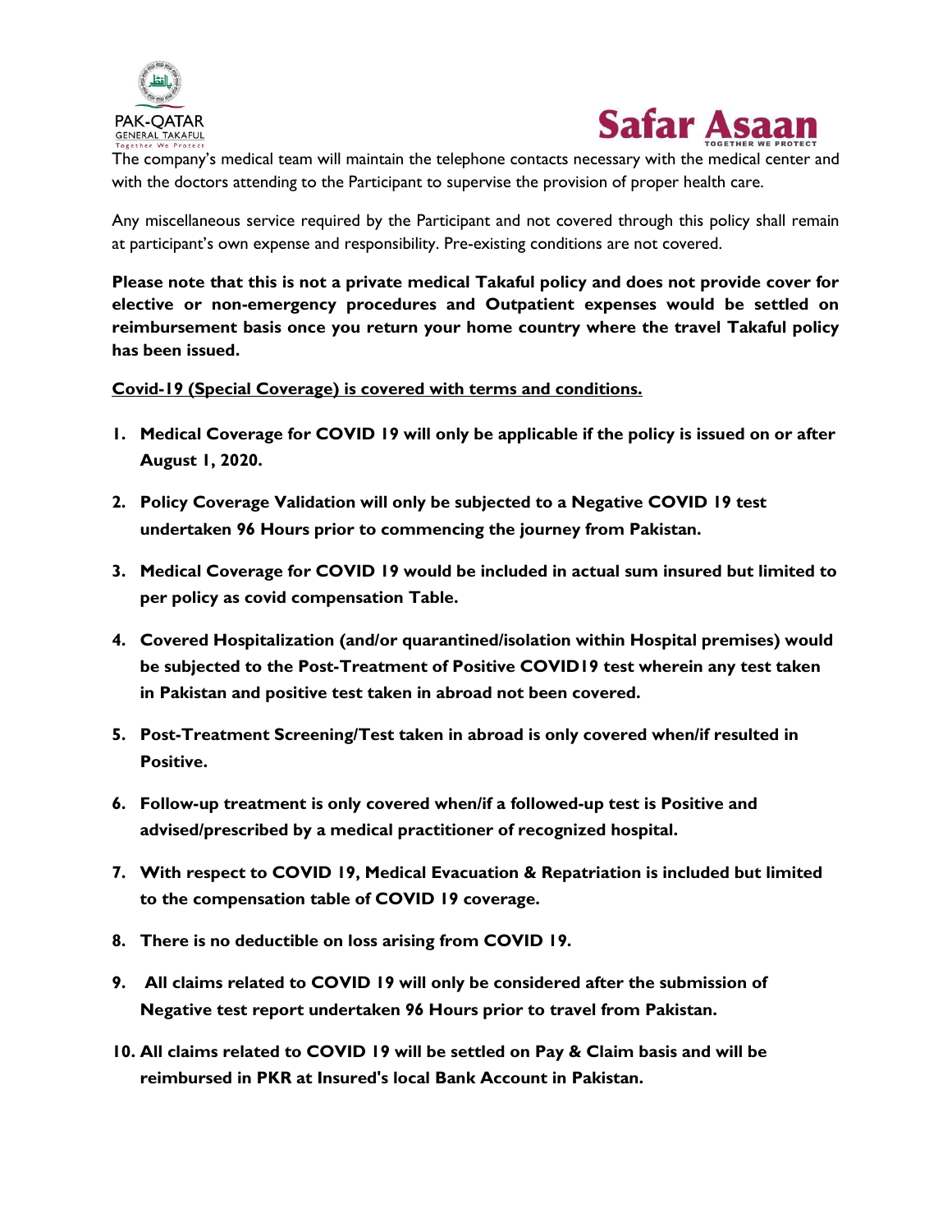The company's medical team will maintain the telephone contacts necessary with the medical center and with the doctors attending to the Participant to supervise the provision of proper health care.

Any miscellaneous service required by the Participant and not covered through this policy shall remain at participant's own expense and responsibility. Pre-existing conditions are not covered.

**Please note that this is not a private medical Takaful policy and does not provide cover for elective or non-emergency procedures and Outpatient expenses would be settled on reimbursement basis once you return your home country where the travel Takaful policy has been issued.**

**Covid-19 (Special Coverage) is covered with terms and conditions.**

1. **Medical Coverage for COVID 19 will only be applicable if the policy is issued on or after August 1, 2020.**
2. **Policy Coverage Validation will only be subjected to a Negative COVID 19 test undertaken 96 Hours prior to commencing the journey from Pakistan.**
3. **Medical Coverage for COVID 19 would be included in actual sum insured but limited to per policy as covid compensation Table.**
4. **Covered Hospitalization (and/or quarantined/isolation within Hospital premises) would be subjected to the Post-Treatment of Positive COVID19 test wherein any test taken in Pakistan and positive test taken in abroad not been covered.**
5. **Post-Treatment Screening/Test taken in abroad is only covered when/if resulted in Positive.**
6. **Follow-up treatment is only covered when/if a followed-up test is Positive and advised/prescribed by a medical practitioner of recognized hospital.**
7. **With respect to COVID 19, Medical Evacuation & Repatriation is included but limited to the compensation table of COVID 19 coverage.**
8. **There is no deductible on loss arising from COVID 19.**
9. **All claims related to COVID 19 will only be considered after the submission of Negative test report undertaken 96 Hours prior to travel from Pakistan.**
10. **All claims related to COVID 19 will be settled on Pay & Claim basis and will be reimbursed in PKR at Insured's local Bank Account in Pakistan.**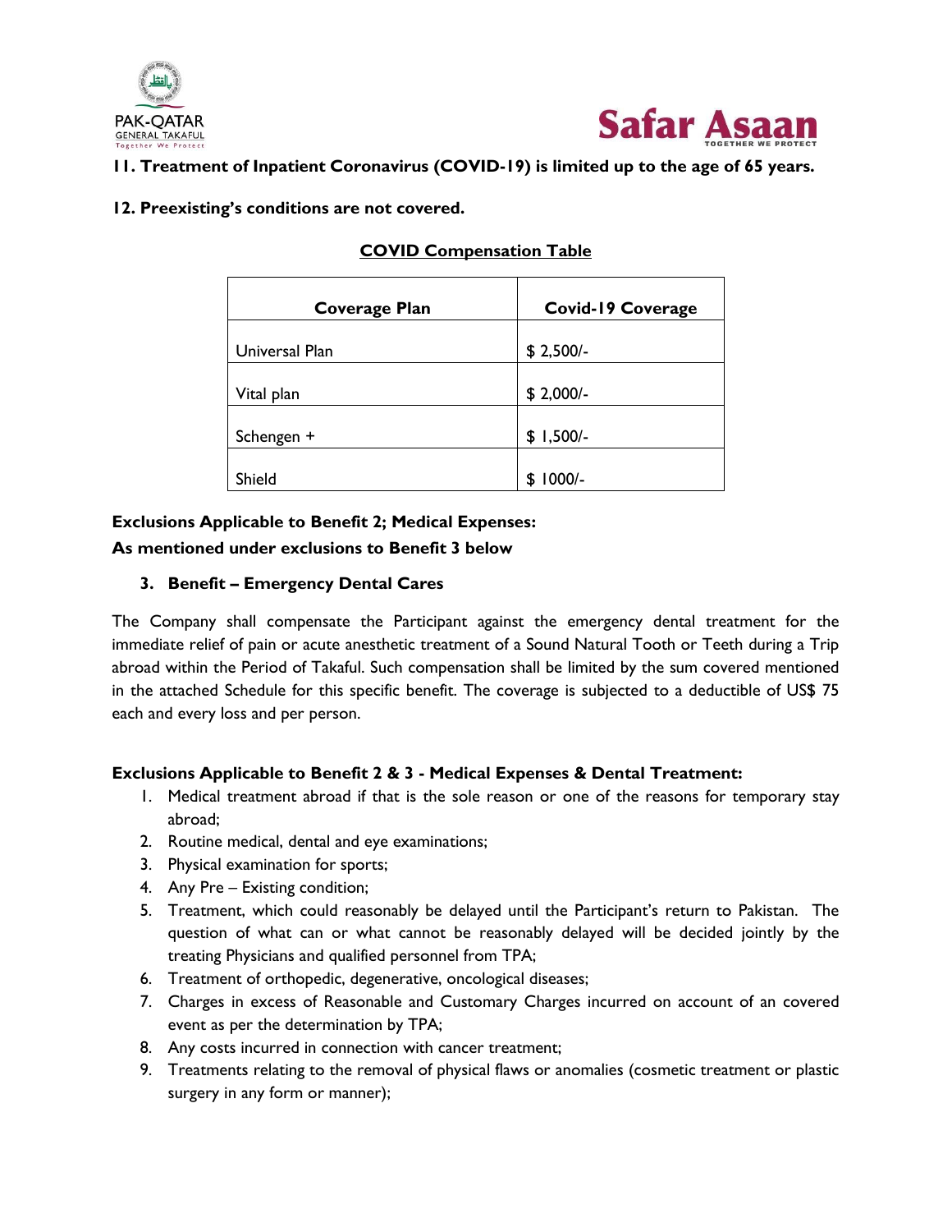**11. Treatment of Inpatient Coronavirus (COVID-19) is limited up to the age of 65 years.**

**12. Preexisting's conditions are not covered.**

**<u>COVID Compensation Table</u>**

| Coverage Plan | Covid-19 Coverage |
|---|---|
| Universal Plan | $ 2,500/- |
| Vital plan | $ 2,000/- |
| Schengen + | $ 1,500/- |
| Shield | $ 1000/- |

**Exclusions Applicable to Benefit 2; Medical Expenses:**
**As mentioned under exclusions to Benefit 3 below**

3. **Benefit – Emergency Dental Cares**

The Company shall compensate the Participant against the emergency dental treatment for the immediate relief of pain or acute anesthetic treatment of a Sound Natural Tooth or Teeth during a Trip abroad within the Period of Takaful. Such compensation shall be limited by the sum covered mentioned in the attached Schedule for this specific benefit. The coverage is subjected to a deductible of US$ 75 each and every loss and per person.

**Exclusions Applicable to Benefit 2 & 3 - Medical Expenses & Dental Treatment:**

1. Medical treatment abroad if that is the sole reason or one of the reasons for temporary stay abroad;
2. Routine medical, dental and eye examinations;
3. Physical examination for sports;
4. Any Pre – Existing condition;
5. Treatment, which could reasonably be delayed until the Participant's return to Pakistan. The question of what can or what cannot be reasonably delayed will be decided jointly by the treating Physicians and qualified personnel from TPA;
6. Treatment of orthopedic, degenerative, oncological diseases;
7. Charges in excess of Reasonable and Customary Charges incurred on account of an covered event as per the determination by TPA;
8. Any costs incurred in connection with cancer treatment;
9. Treatments relating to the removal of physical flaws or anomalies (cosmetic treatment or plastic surgery in any form or manner);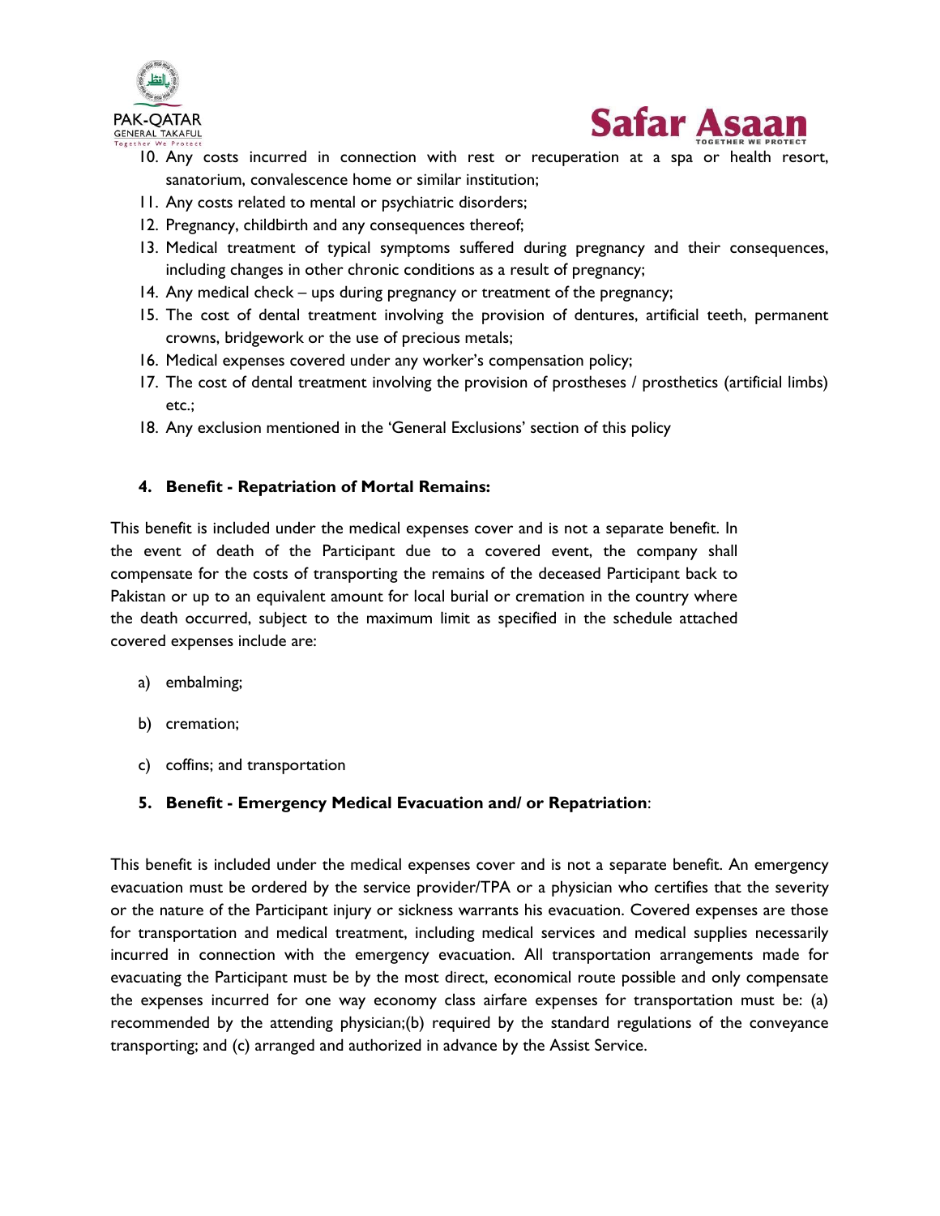10. Any costs incurred in connection with rest or recuperation at a spa or health resort, sanatorium, convalescence home or similar institution;
11. Any costs related to mental or psychiatric disorders;
12. Pregnancy, childbirth and any consequences thereof;
13. Medical treatment of typical symptoms suffered during pregnancy and their consequences, including changes in other chronic conditions as a result of pregnancy;
14. Any medical check – ups during pregnancy or treatment of the pregnancy;
15. The cost of dental treatment involving the provision of dentures, artificial teeth, permanent crowns, bridgework or the use of precious metals;
16. Medical expenses covered under any worker's compensation policy;
17. The cost of dental treatment involving the provision of prostheses / prosthetics (artificial limbs) etc.;
18. Any exclusion mentioned in the 'General Exclusions' section of this policy

### 4. Benefit - Repatriation of Mortal Remains:

This benefit is included under the medical expenses cover and is not a separate benefit. In the event of death of the Participant due to a covered event, the company shall compensate for the costs of transporting the remains of the deceased Participant back to Pakistan or up to an equivalent amount for local burial or cremation in the country where the death occurred, subject to the maximum limit as specified in the schedule attached covered expenses include are:

a) embalming;

b) cremation;

c) coffins; and transportation

### 5. Benefit - Emergency Medical Evacuation and/ or Repatriation:

This benefit is included under the medical expenses cover and is not a separate benefit. An emergency evacuation must be ordered by the service provider/TPA or a physician who certifies that the severity or the nature of the Participant injury or sickness warrants his evacuation. Covered expenses are those for transportation and medical treatment, including medical services and medical supplies necessarily incurred in connection with the emergency evacuation. All transportation arrangements made for evacuating the Participant must be by the most direct, economical route possible and only compensate the expenses incurred for one way economy class airfare expenses for transportation must be: (a) recommended by the attending physician;(b) required by the standard regulations of the conveyance transporting; and (c) arranged and authorized in advance by the Assist Service.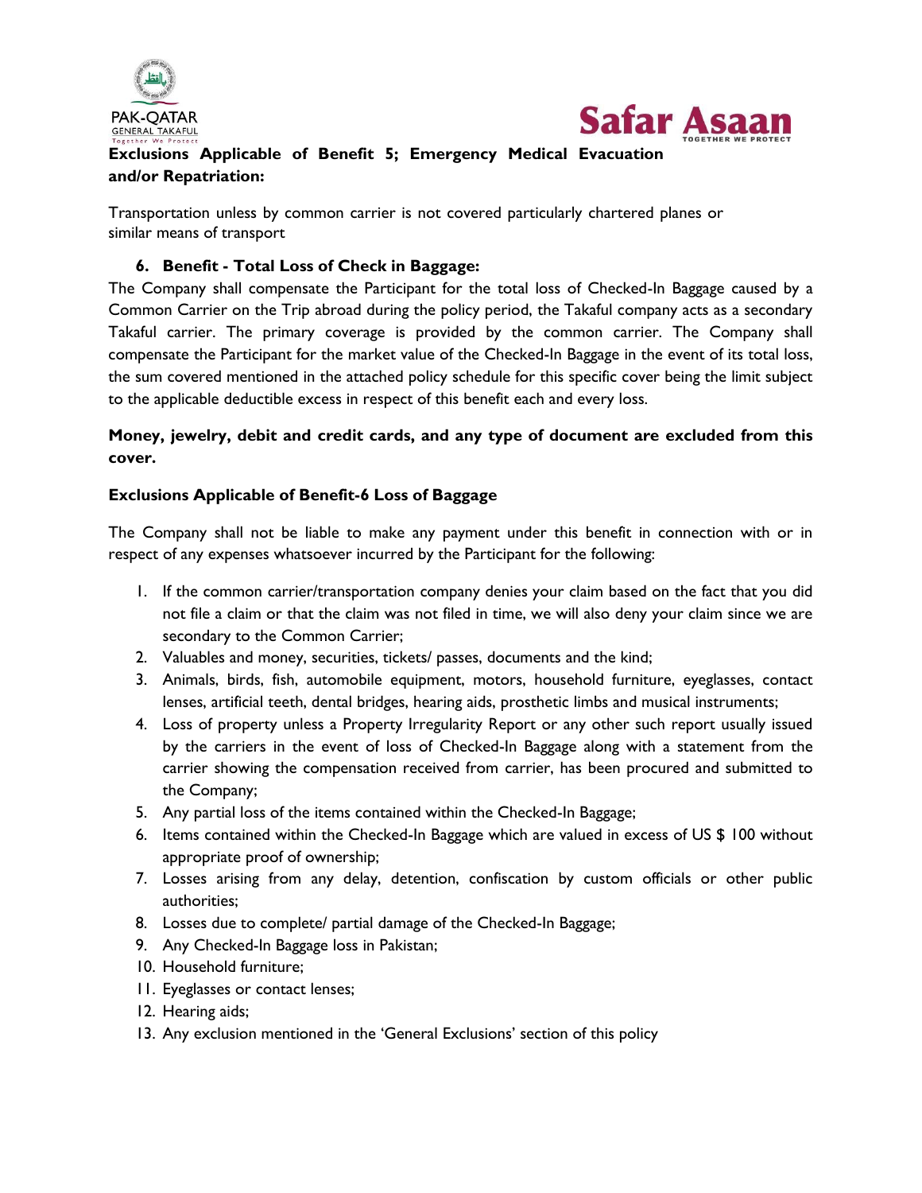**Exclusions Applicable of Benefit 5; Emergency Medical Evacuation and/or Repatriation:**

Transportation unless by common carrier is not covered particularly chartered planes or similar means of transport

6. **Benefit - Total Loss of Check in Baggage:**

The Company shall compensate the Participant for the total loss of Checked-In Baggage caused by a Common Carrier on the Trip abroad during the policy period, the Takaful company acts as a secondary Takaful carrier. The primary coverage is provided by the common carrier. The Company shall compensate the Participant for the market value of the Checked-In Baggage in the event of its total loss, the sum covered mentioned in the attached policy schedule for this specific cover being the limit subject to the applicable deductible excess in respect of this benefit each and every loss.

**Money, jewelry, debit and credit cards, and any type of document are excluded from this cover.**

**Exclusions Applicable of Benefit-6 Loss of Baggage**

The Company shall not be liable to make any payment under this benefit in connection with or in respect of any expenses whatsoever incurred by the Participant for the following:

1. If the common carrier/transportation company denies your claim based on the fact that you did not file a claim or that the claim was not filed in time, we will also deny your claim since we are secondary to the Common Carrier;
2. Valuables and money, securities, tickets/ passes, documents and the kind;
3. Animals, birds, fish, automobile equipment, motors, household furniture, eyeglasses, contact lenses, artificial teeth, dental bridges, hearing aids, prosthetic limbs and musical instruments;
4. Loss of property unless a Property Irregularity Report or any other such report usually issued by the carriers in the event of loss of Checked-In Baggage along with a statement from the carrier showing the compensation received from carrier, has been procured and submitted to the Company;
5. Any partial loss of the items contained within the Checked-In Baggage;
6. Items contained within the Checked-In Baggage which are valued in excess of US $ 100 without appropriate proof of ownership;
7. Losses arising from any delay, detention, confiscation by custom officials or other public authorities;
8. Losses due to complete/ partial damage of the Checked-In Baggage;
9. Any Checked-In Baggage loss in Pakistan;
10. Household furniture;
11. Eyeglasses or contact lenses;
12. Hearing aids;
13. Any exclusion mentioned in the 'General Exclusions' section of this policy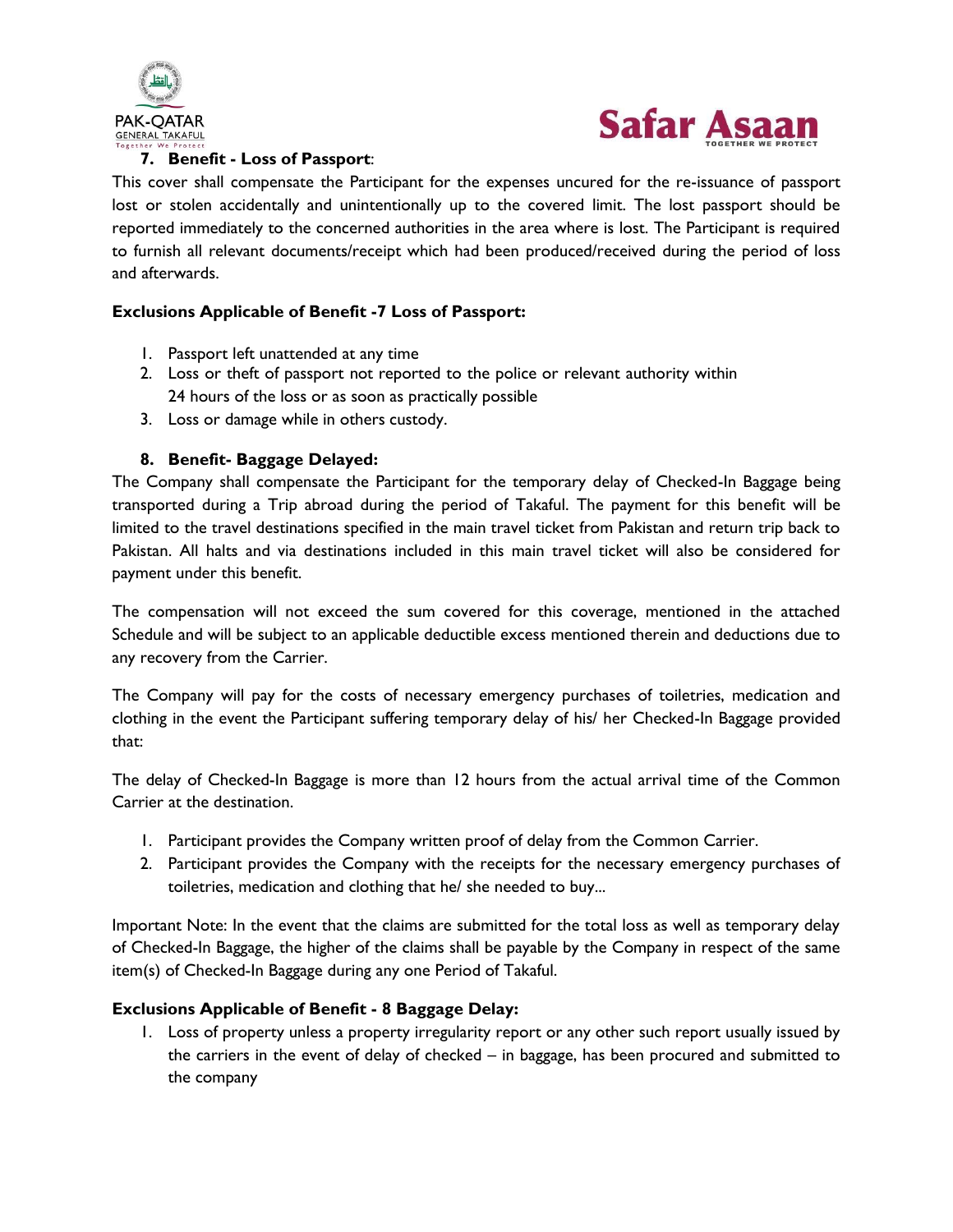### 7. Benefit - Loss of Passport:

This cover shall compensate the Participant for the expenses uncured for the re-issuance of passport lost or stolen accidentally and unintentionally up to the covered limit. The lost passport should be reported immediately to the concerned authorities in the area where is lost. The Participant is required to furnish all relevant documents/receipt which had been produced/received during the period of loss and afterwards.

**Exclusions Applicable of Benefit -7 Loss of Passport:**

1. Passport left unattended at any time
2. Loss or theft of passport not reported to the police or relevant authority within 24 hours of the loss or as soon as practically possible
3. Loss or damage while in others custody.

### 8. Benefit- Baggage Delayed:

The Company shall compensate the Participant for the temporary delay of Checked-In Baggage being transported during a Trip abroad during the period of Takaful. The payment for this benefit will be limited to the travel destinations specified in the main travel ticket from Pakistan and return trip back to Pakistan. All halts and via destinations included in this main travel ticket will also be considered for payment under this benefit.

The compensation will not exceed the sum covered for this coverage, mentioned in the attached Schedule and will be subject to an applicable deductible excess mentioned therein and deductions due to any recovery from the Carrier.

The Company will pay for the costs of necessary emergency purchases of toiletries, medication and clothing in the event the Participant suffering temporary delay of his/ her Checked-In Baggage provided that:

The delay of Checked-In Baggage is more than 12 hours from the actual arrival time of the Common Carrier at the destination.

1. Participant provides the Company written proof of delay from the Common Carrier.
2. Participant provides the Company with the receipts for the necessary emergency purchases of toiletries, medication and clothing that he/ she needed to buy...

Important Note: In the event that the claims are submitted for the total loss as well as temporary delay of Checked-In Baggage, the higher of the claims shall be payable by the Company in respect of the same item(s) of Checked-In Baggage during any one Period of Takaful.

**Exclusions Applicable of Benefit - 8 Baggage Delay:**

1. Loss of property unless a property irregularity report or any other such report usually issued by the carriers in the event of delay of checked – in baggage, has been procured and submitted to the company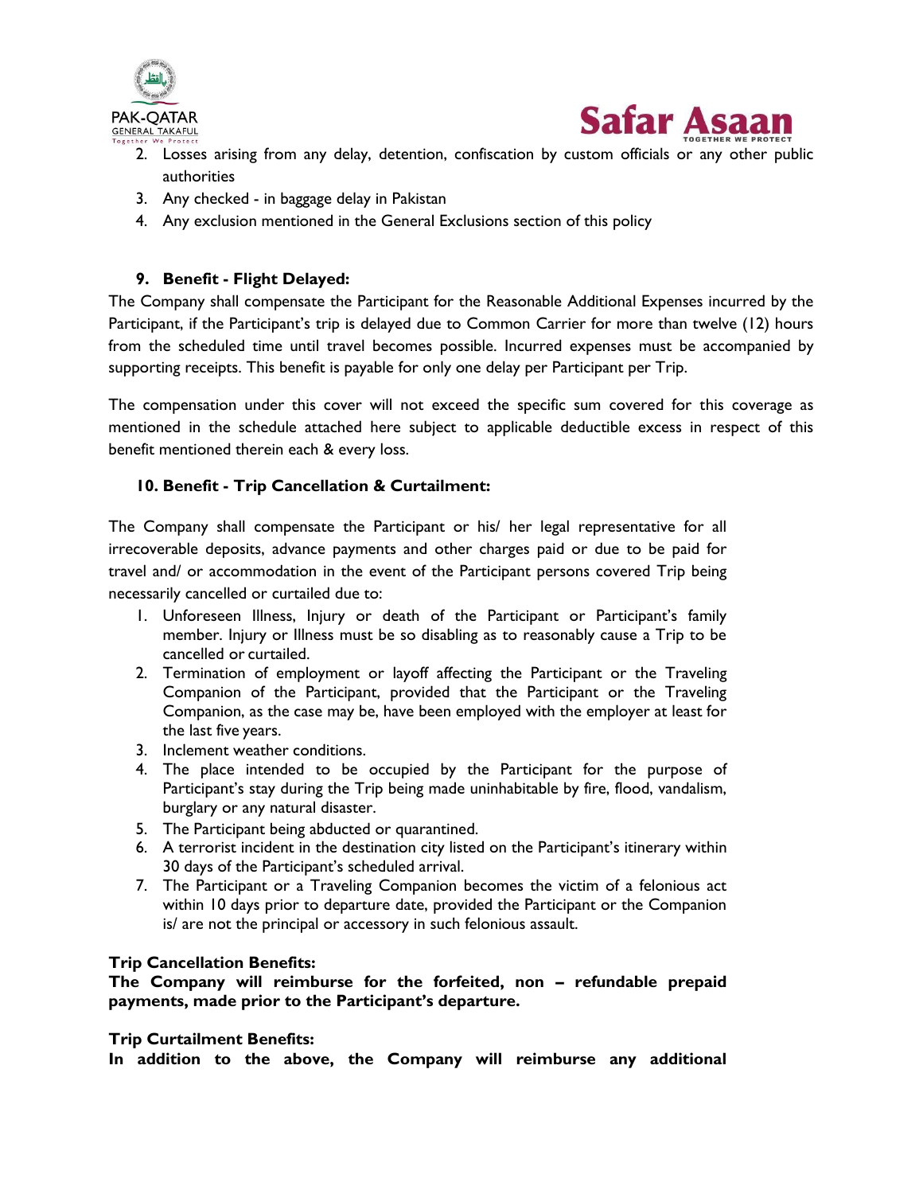2. Losses arising from any delay, detention, confiscation by custom officials or any other public authorities
3. Any checked - in baggage delay in Pakistan
4. Any exclusion mentioned in the General Exclusions section of this policy

### 9. Benefit - Flight Delayed:

The Company shall compensate the Participant for the Reasonable Additional Expenses incurred by the Participant, if the Participant's trip is delayed due to Common Carrier for more than twelve (12) hours from the scheduled time until travel becomes possible. Incurred expenses must be accompanied by supporting receipts. This benefit is payable for only one delay per Participant per Trip.

The compensation under this cover will not exceed the specific sum covered for this coverage as mentioned in the schedule attached here subject to applicable deductible excess in respect of this benefit mentioned therein each & every loss.

### 10. Benefit - Trip Cancellation & Curtailment:

The Company shall compensate the Participant or his/ her legal representative for all irrecoverable deposits, advance payments and other charges paid or due to be paid for travel and/ or accommodation in the event of the Participant persons covered Trip being necessarily cancelled or curtailed due to:

1. Unforeseen Illness, Injury or death of the Participant or Participant's family member. Injury or Illness must be so disabling as to reasonably cause a Trip to be cancelled or curtailed.
2. Termination of employment or layoff affecting the Participant or the Traveling Companion of the Participant, provided that the Participant or the Traveling Companion, as the case may be, have been employed with the employer at least for the last five years.
3. Inclement weather conditions.
4. The place intended to be occupied by the Participant for the purpose of Participant's stay during the Trip being made uninhabitable by fire, flood, vandalism, burglary or any natural disaster.
5. The Participant being abducted or quarantined.
6. A terrorist incident in the destination city listed on the Participant's itinerary within 30 days of the Participant's scheduled arrival.
7. The Participant or a Traveling Companion becomes the victim of a felonious act within 10 days prior to departure date, provided the Participant or the Companion is/ are not the principal or accessory in such felonious assault.

**Trip Cancellation Benefits:**
**The Company will reimburse for the forfeited, non – refundable prepaid payments, made prior to the Participant's departure.**

**Trip Curtailment Benefits:**
**In addition to the above, the Company will reimburse any additional**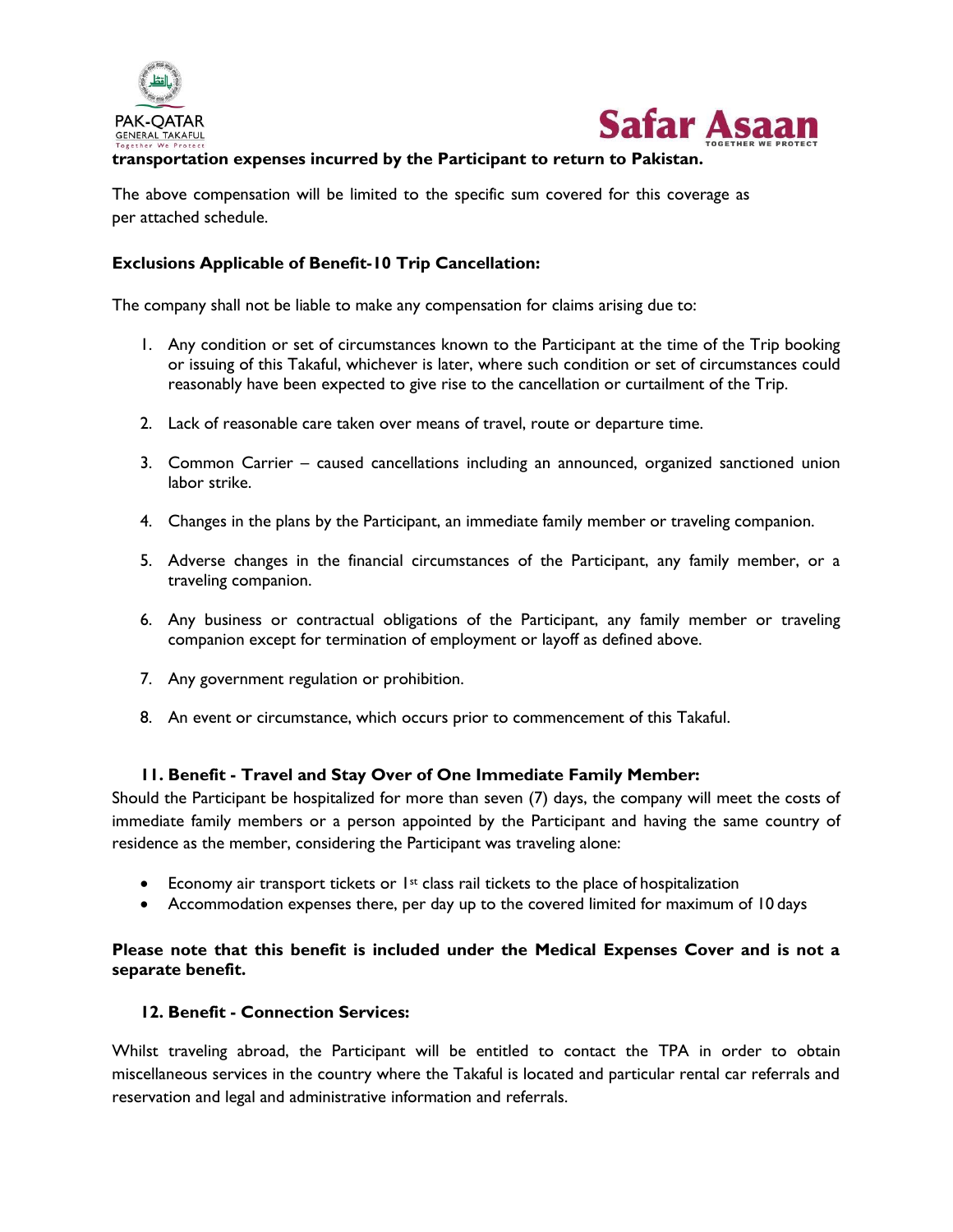**transportation expenses incurred by the Participant to return to Pakistan.**

The above compensation will be limited to the specific sum covered for this coverage as per attached schedule.

**Exclusions Applicable of Benefit-10 Trip Cancellation:**

The company shall not be liable to make any compensation for claims arising due to:

1. Any condition or set of circumstances known to the Participant at the time of the Trip booking or issuing of this Takaful, whichever is later, where such condition or set of circumstances could reasonably have been expected to give rise to the cancellation or curtailment of the Trip.

2. Lack of reasonable care taken over means of travel, route or departure time.

3. Common Carrier – caused cancellations including an announced, organized sanctioned union labor strike.

4. Changes in the plans by the Participant, an immediate family member or traveling companion.

5. Adverse changes in the financial circumstances of the Participant, any family member, or a traveling companion.

6. Any business or contractual obligations of the Participant, any family member or traveling companion except for termination of employment or layoff as defined above.

7. Any government regulation or prohibition.

8. An event or circumstance, which occurs prior to commencement of this Takaful.

**11. Benefit - Travel and Stay Over of One Immediate Family Member:**

Should the Participant be hospitalized for more than seven (7) days, the company will meet the costs of immediate family members or a person appointed by the Participant and having the same country of residence as the member, considering the Participant was traveling alone:

- Economy air transport tickets or 1st class rail tickets to the place of hospitalization
- Accommodation expenses there, per day up to the covered limited for maximum of 10 days

**Please note that this benefit is included under the Medical Expenses Cover and is not a separate benefit.**

**12. Benefit - Connection Services:**

Whilst traveling abroad, the Participant will be entitled to contact the TPA in order to obtain miscellaneous services in the country where the Takaful is located and particular rental car referrals and reservation and legal and administrative information and referrals.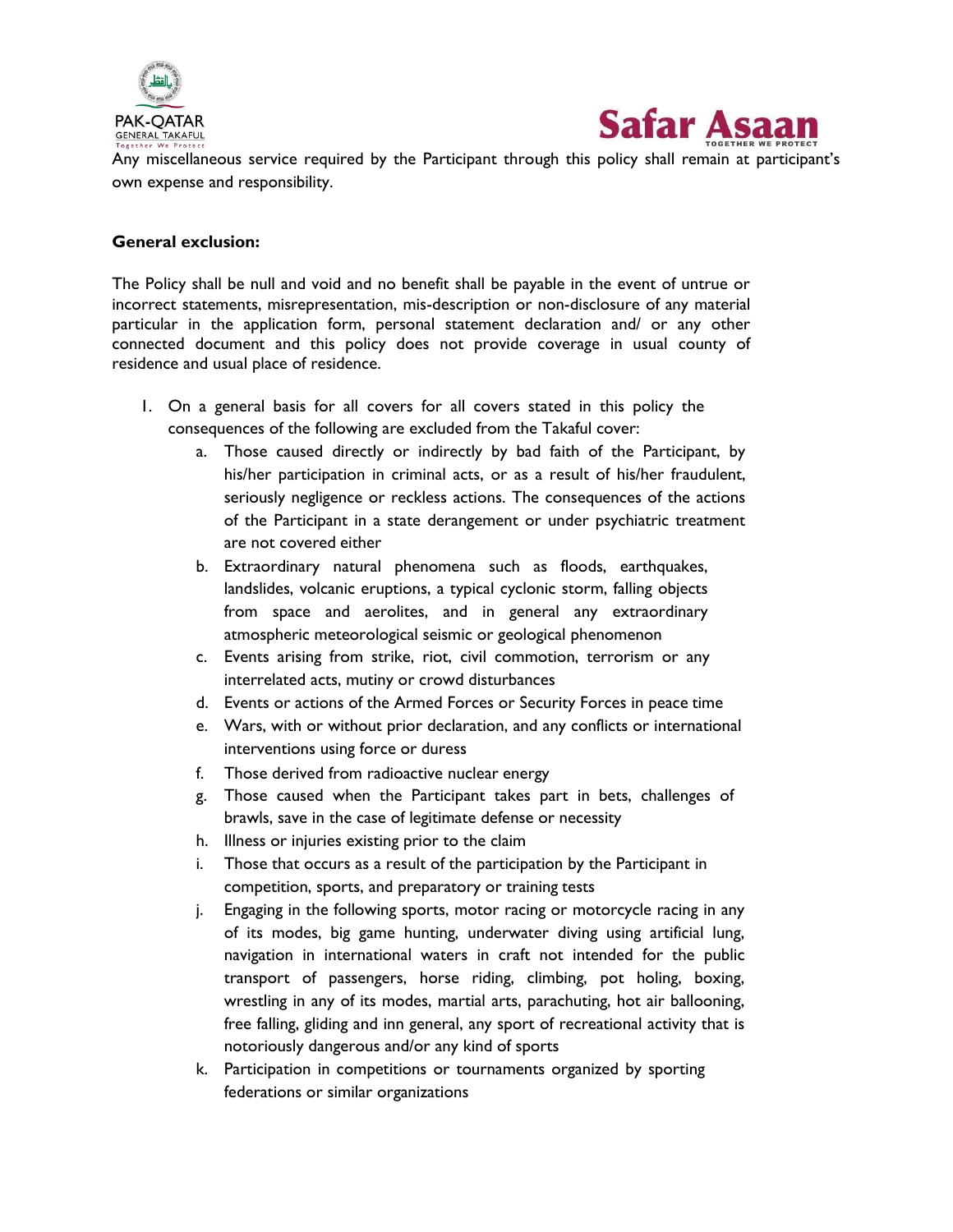Any miscellaneous service required by the Participant through this policy shall remain at participant's own expense and responsibility.

**General exclusion:**

The Policy shall be null and void and no benefit shall be payable in the event of untrue or incorrect statements, misrepresentation, mis-description or non-disclosure of any material particular in the application form, personal statement declaration and/ or any other connected document and this policy does not provide coverage in usual county of residence and usual place of residence.

1. On a general basis for all covers for all covers stated in this policy the consequences of the following are excluded from the Takaful cover:
    a. Those caused directly or indirectly by bad faith of the Participant, by his/her participation in criminal acts, or as a result of his/her fraudulent, seriously negligence or reckless actions. The consequences of the actions of the Participant in a state derangement or under psychiatric treatment are not covered either
    b. Extraordinary natural phenomena such as floods, earthquakes, landslides, volcanic eruptions, a typical cyclonic storm, falling objects from space and aerolites, and in general any extraordinary atmospheric meteorological seismic or geological phenomenon
    c. Events arising from strike, riot, civil commotion, terrorism or any interrelated acts, mutiny or crowd disturbances
    d. Events or actions of the Armed Forces or Security Forces in peace time
    e. Wars, with or without prior declaration, and any conflicts or international interventions using force or duress
    f. Those derived from radioactive nuclear energy
    g. Those caused when the Participant takes part in bets, challenges of brawls, save in the case of legitimate defense or necessity
    h. Illness or injuries existing prior to the claim
    i. Those that occurs as a result of the participation by the Participant in competition, sports, and preparatory or training tests
    j. Engaging in the following sports, motor racing or motorcycle racing in any of its modes, big game hunting, underwater diving using artificial lung, navigation in international waters in craft not intended for the public transport of passengers, horse riding, climbing, pot holing, boxing, wrestling in any of its modes, martial arts, parachuting, hot air ballooning, free falling, gliding and inn general, any sport of recreational activity that is notoriously dangerous and/or any kind of sports
    k. Participation in competitions or tournaments organized by sporting federations or similar organizations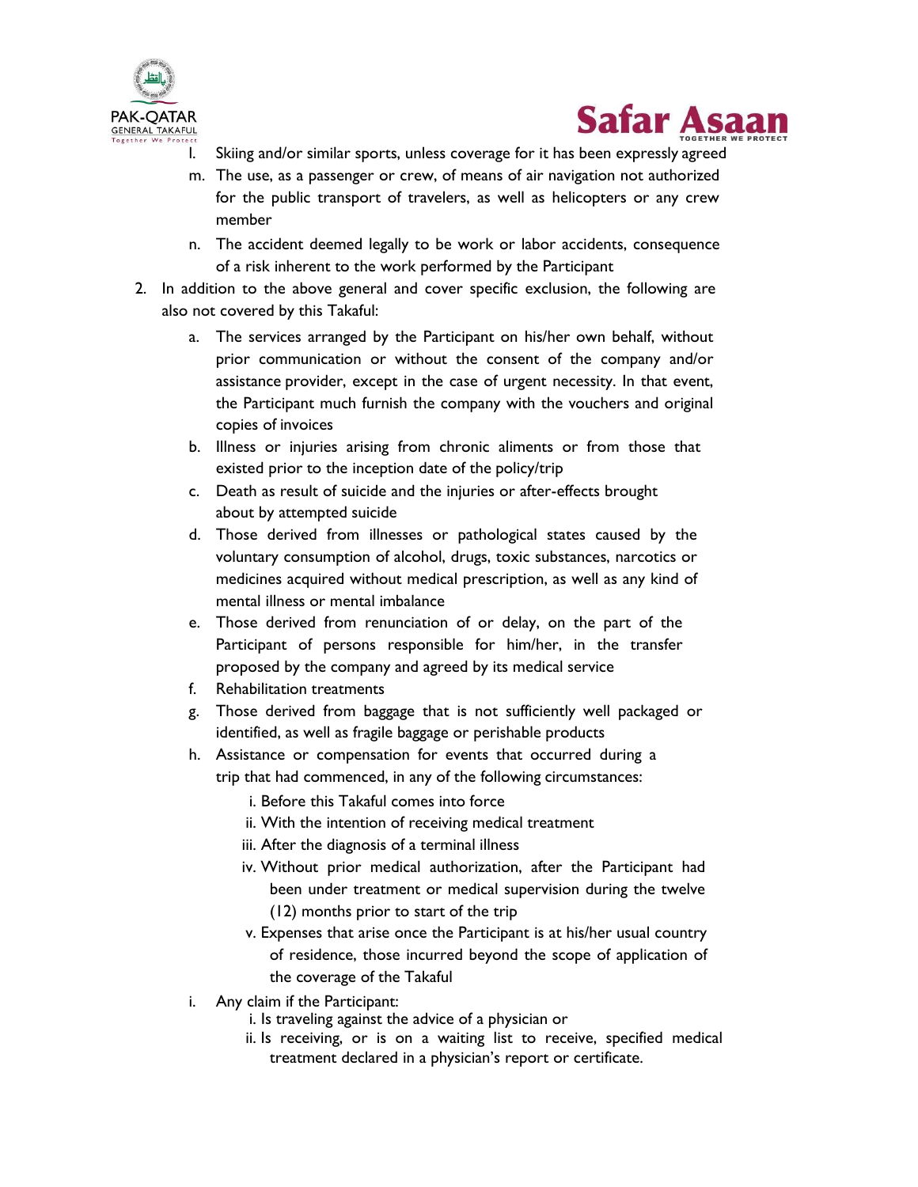l. Skiing and/or similar sports, unless coverage for it has been expressly agreed
m. The use, as a passenger or crew, of means of air navigation not authorized for the public transport of travelers, as well as helicopters or any crew member
n. The accident deemed legally to be work or labor accidents, consequence of a risk inherent to the work performed by the Participant

2. In addition to the above general and cover specific exclusion, the following are also not covered by this Takaful:
   a. The services arranged by the Participant on his/her own behalf, without prior communication or without the consent of the company and/or assistance provider, except in the case of urgent necessity. In that event, the Participant much furnish the company with the vouchers and original copies of invoices
   b. Illness or injuries arising from chronic aliments or from those that existed prior to the inception date of the policy/trip
   c. Death as result of suicide and the injuries or after-effects brought about by attempted suicide
   d. Those derived from illnesses or pathological states caused by the voluntary consumption of alcohol, drugs, toxic substances, narcotics or medicines acquired without medical prescription, as well as any kind of mental illness or mental imbalance
   e. Those derived from renunciation of or delay, on the part of the Participant of persons responsible for him/her, in the transfer proposed by the company and agreed by its medical service
   f. Rehabilitation treatments
   g. Those derived from baggage that is not sufficiently well packaged or identified, as well as fragile baggage or perishable products
   h. Assistance or compensation for events that occurred during a trip that had commenced, in any of the following circumstances:
      i. Before this Takaful comes into force
      ii. With the intention of receiving medical treatment
      iii. After the diagnosis of a terminal illness
      iv. Without prior medical authorization, after the Participant had been under treatment or medical supervision during the twelve (12) months prior to start of the trip
      v. Expenses that arise once the Participant is at his/her usual country of residence, those incurred beyond the scope of application of the coverage of the Takaful
   i. Any claim if the Participant:
      i. Is traveling against the advice of a physician or
      ii. Is receiving, or is on a waiting list to receive, specified medical treatment declared in a physician's report or certificate.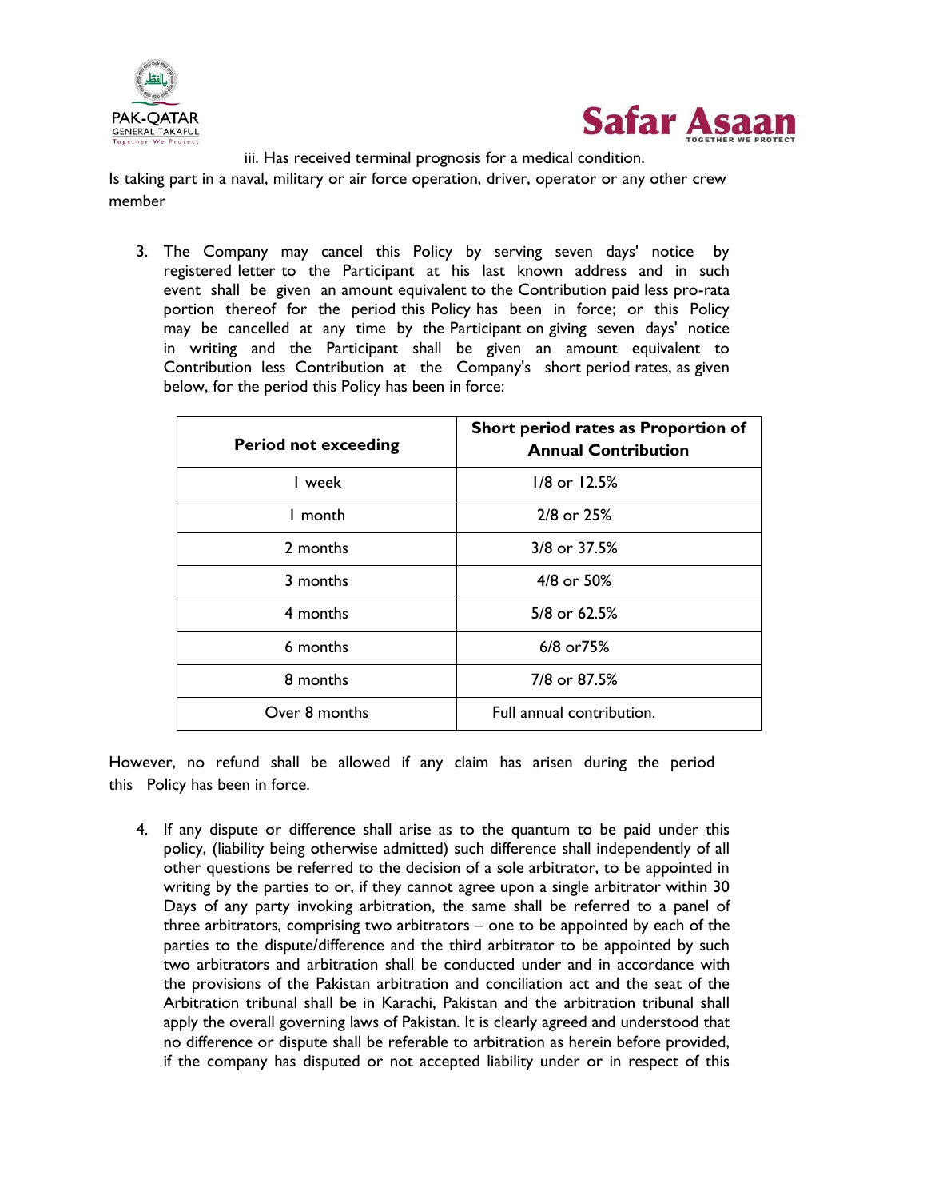iii. Has received terminal prognosis for a medical condition.

Is taking part in a naval, military or air force operation, driver, operator or any other crew member

3. The Company may cancel this Policy by serving seven days' notice by registered letter to the Participant at his last known address and in such event shall be given an amount equivalent to the Contribution paid less pro-rata portion thereof for the period this Policy has been in force; or this Policy may be cancelled at any time by the Participant on giving seven days' notice in writing and the Participant shall be given an amount equivalent to Contribution less Contribution at the Company's short period rates, as given below, for the period this Policy has been in force:

| Period not exceeding | Short period rates as Proportion of Annual Contribution |
|---|---|
| 1 week | 1/8 or 12.5% |
| 1 month | 2/8 or 25% |
| 2 months | 3/8 or 37.5% |
| 3 months | 4/8 or 50% |
| 4 months | 5/8 or 62.5% |
| 6 months | 6/8 or75% |
| 8 months | 7/8 or 87.5% |
| Over 8 months | Full annual contribution. |

However, no refund shall be allowed if any claim has arisen during the period this Policy has been in force.

4. If any dispute or difference shall arise as to the quantum to be paid under this policy, (liability being otherwise admitted) such difference shall independently of all other questions be referred to the decision of a sole arbitrator, to be appointed in writing by the parties to or, if they cannot agree upon a single arbitrator within 30 Days of any party invoking arbitration, the same shall be referred to a panel of three arbitrators, comprising two arbitrators – one to be appointed by each of the parties to the dispute/difference and the third arbitrator to be appointed by such two arbitrators and arbitration shall be conducted under and in accordance with the provisions of the Pakistan arbitration and conciliation act and the seat of the Arbitration tribunal shall be in Karachi, Pakistan and the arbitration tribunal shall apply the overall governing laws of Pakistan. It is clearly agreed and understood that no difference or dispute shall be referable to arbitration as herein before provided, if the company has disputed or not accepted liability under or in respect of this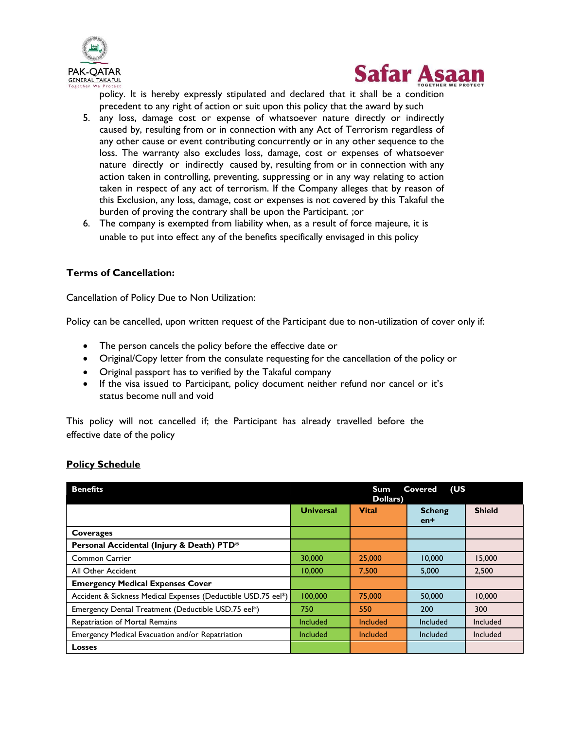policy. It is hereby expressly stipulated and declared that it shall be a condition precedent to any right of action or suit upon this policy that the award by such

5. any loss, damage cost or expense of whatsoever nature directly or indirectly caused by, resulting from or in connection with any Act of Terrorism regardless of any other cause or event contributing concurrently or in any other sequence to the loss. The warranty also excludes loss, damage, cost or expenses of whatsoever nature directly or indirectly caused by, resulting from or in connection with any action taken in controlling, preventing, suppressing or in any way relating to action taken in respect of any act of terrorism. If the Company alleges that by reason of this Exclusion, any loss, damage, cost or expenses is not covered by this Takaful the burden of proving the contrary shall be upon the Participant. ;or
6. The company is exempted from liability when, as a result of force majeure, it is unable to put into effect any of the benefits specifically envisaged in this policy

**Terms of Cancellation:**

Cancellation of Policy Due to Non Utilization:

Policy can be cancelled, upon written request of the Participant due to non-utilization of cover only if:

- The person cancels the policy before the effective date or
- Original/Copy letter from the consulate requesting for the cancellation of the policy or
- Original passport has to verified by the Takaful company
- If the visa issued to Participant, policy document neither refund nor cancel or it's status become null and void

This policy will not cancelled if; the Participant has already travelled before the effective date of the policy

**Policy Schedule**

| Benefits | Sum Covered (US Dollars) | | | |
|---|---|---|---|---|
| | Universal | Vital | Schengen+ | Shield |
| **Coverages** | | | | |
| **Personal Accidental (Injury & Death) PTD*** | | | | |
| Common Carrier | 30,000 | 25,000 | 10,000 | 15,000 |
| All Other Accident | 10,000 | 7,500 | 5,000 | 2,500 |
| **Emergency Medical Expenses Cover** | | | | |
| Accident & Sickness Medical Expenses (Deductible USD.75 eel*) | 100,000 | 75,000 | 50,000 | 10,000 |
| Emergency Dental Treatment (Deductible USD.75 eel*) | 750 | 550 | 200 | 300 |
| Repatriation of Mortal Remains | Included | Included | Included | Included |
| Emergency Medical Evacuation and/or Repatriation | Included | Included | Included | Included |
| **Losses** | | | | |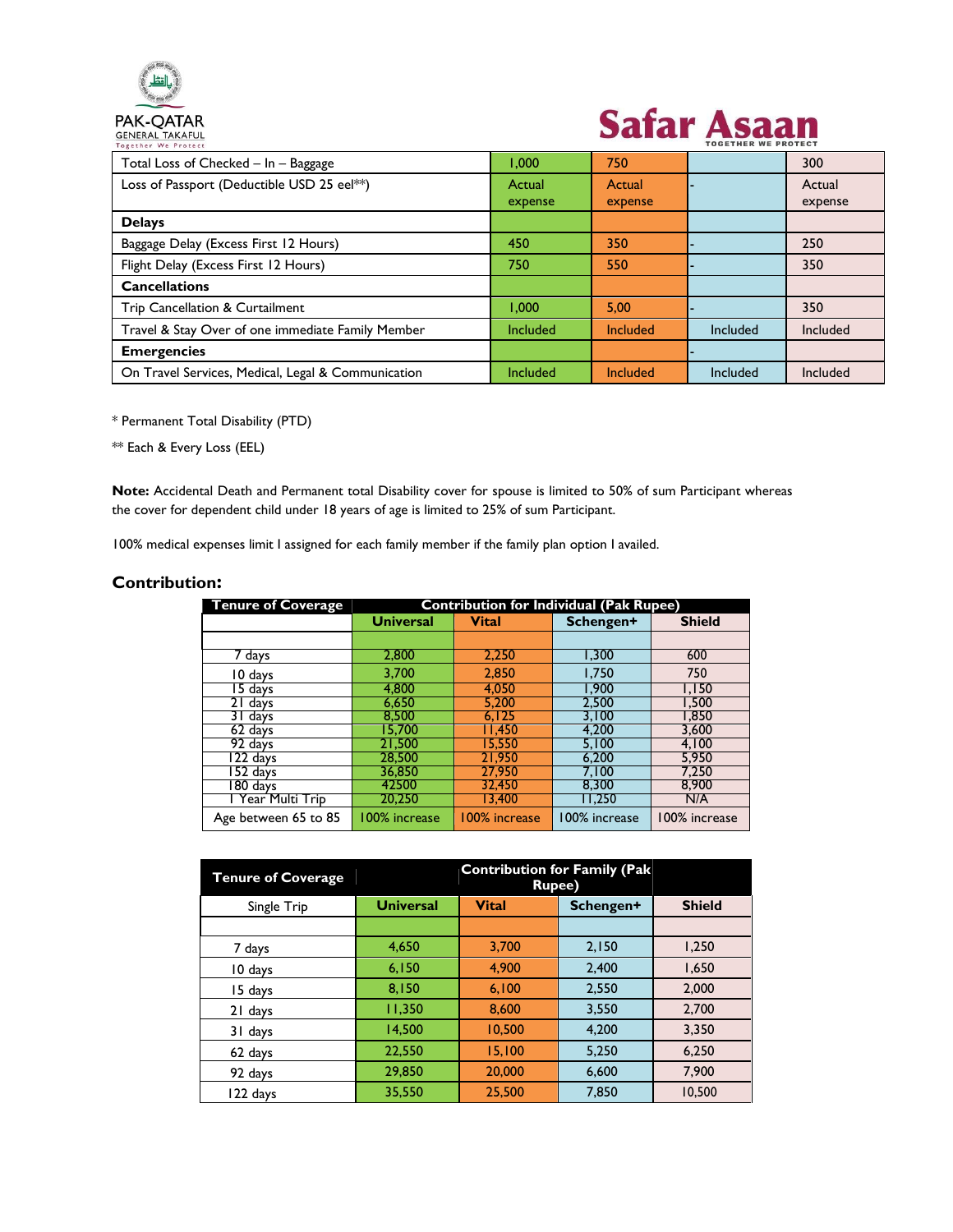| | | | | |
|---|---|---|---|---|
| Total Loss of Checked – In – Baggage | 1,000 | 750 | | 300 |
| Loss of Passport (Deductible USD 25 eel**) | Actual expense | Actual expense | - | Actual expense |
| **Delays** | | | | |
| Baggage Delay (Excess First 12 Hours) | 450 | 350 | - | 250 |
| Flight Delay (Excess First 12 Hours) | 750 | 550 | - | 350 |
| **Cancellations** | | | | |
| Trip Cancellation & Curtailment | 1,000 | 5,00 | - | 350 |
| Travel & Stay Over of one immediate Family Member | Included | Included | Included | Included |
| **Emergencies** | | | - | |
| On Travel Services, Medical, Legal & Communication | Included | Included | Included | Included |

* Permanent Total Disability (PTD)

** Each & Every Loss (EEL)

**Note:** Accidental Death and Permanent total Disability cover for spouse is limited to 50% of sum Participant whereas the cover for dependent child under 18 years of age is limited to 25% of sum Participant.

100% medical expenses limit I assigned for each family member if the family plan option I availed.

## Contribution:

| Tenure of Coverage | Contribution for Individual (Pak Rupee) | | | |
|---|---|---|---|---|
| | Universal | Vital | Schengen+ | Shield |
| | | | | |
| 7 days | 2,800 | 2,250 | 1,300 | 600 |
| 10 days | 3,700 | 2,850 | 1,750 | 750 |
| 15 days | 4,800 | 4,050 | 1,900 | 1,150 |
| 21 days | 6,650 | 5,200 | 2,500 | 1,500 |
| 31 days | 8,500 | 6,125 | 3,100 | 1,850 |
| 62 days | 15,700 | 11,450 | 4,200 | 3,600 |
| 92 days | 21,500 | 15,550 | 5,100 | 4,100 |
| 122 days | 28,500 | 21,950 | 6,200 | 5,950 |
| 152 days | 36,850 | 27,950 | 7,100 | 7,250 |
| 180 days | 42500 | 32,450 | 8,300 | 8,900 |
| 1 Year Multi Trip | 20,250 | 13,400 | 11,250 | N/A |
| Age between 65 to 85 | 100% increase | 100% increase | 100% increase | 100% increase |

| Tenure of Coverage | | Contribution for Family (Pak Rupee) | | |
|---|---|---|---|---|
| Single Trip | Universal | Vital | Schengen+ | Shield |
| | | | | |
| 7 days | 4,650 | 3,700 | 2,150 | 1,250 |
| 10 days | 6,150 | 4,900 | 2,400 | 1,650 |
| 15 days | 8,150 | 6,100 | 2,550 | 2,000 |
| 21 days | 11,350 | 8,600 | 3,550 | 2,700 |
| 31 days | 14,500 | 10,500 | 4,200 | 3,350 |
| 62 days | 22,550 | 15,100 | 5,250 | 6,250 |
| 92 days | 29,850 | 20,000 | 6,600 | 7,900 |
| 122 days | 35,550 | 25,500 | 7,850 | 10,500 |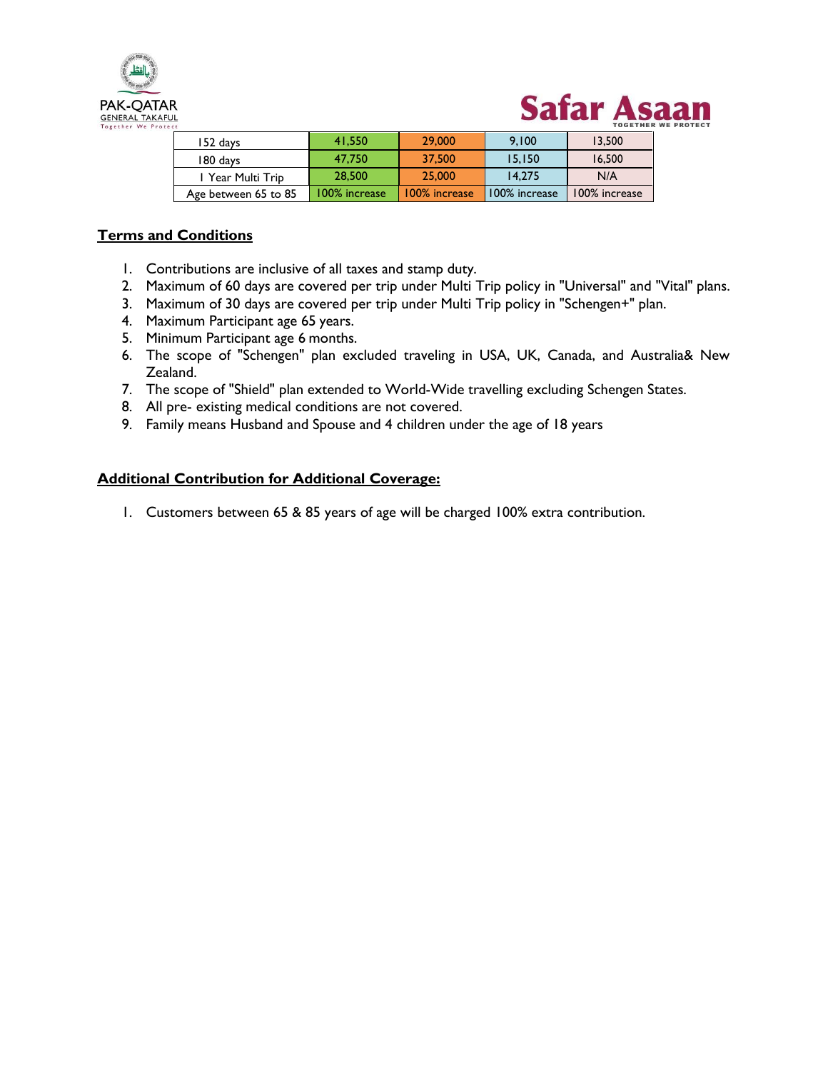| | | | | |
|---|---|---|---|---|
| 152 days | 41,550 | 29,000 | 9,100 | 13,500 |
| 180 days | 47,750 | 37,500 | 15,150 | 16,500 |
| 1 Year Multi Trip | 28,500 | 25,000 | 14,275 | N/A |
| Age between 65 to 85 | 100% increase | 100% increase | 100% increase | 100% increase |

## Terms and Conditions

1. Contributions are inclusive of all taxes and stamp duty.
2. Maximum of 60 days are covered per trip under Multi Trip policy in "Universal" and "Vital" plans.
3. Maximum of 30 days are covered per trip under Multi Trip policy in "Schengen+" plan.
4. Maximum Participant age 65 years.
5. Minimum Participant age 6 months.
6. The scope of "Schengen" plan excluded traveling in USA, UK, Canada, and Australia& New Zealand.
7. The scope of "Shield" plan extended to World-Wide travelling excluding Schengen States.
8. All pre- existing medical conditions are not covered.
9. Family means Husband and Spouse and 4 children under the age of 18 years

## Additional Contribution for Additional Coverage:

1. Customers between 65 & 85 years of age will be charged 100% extra contribution.